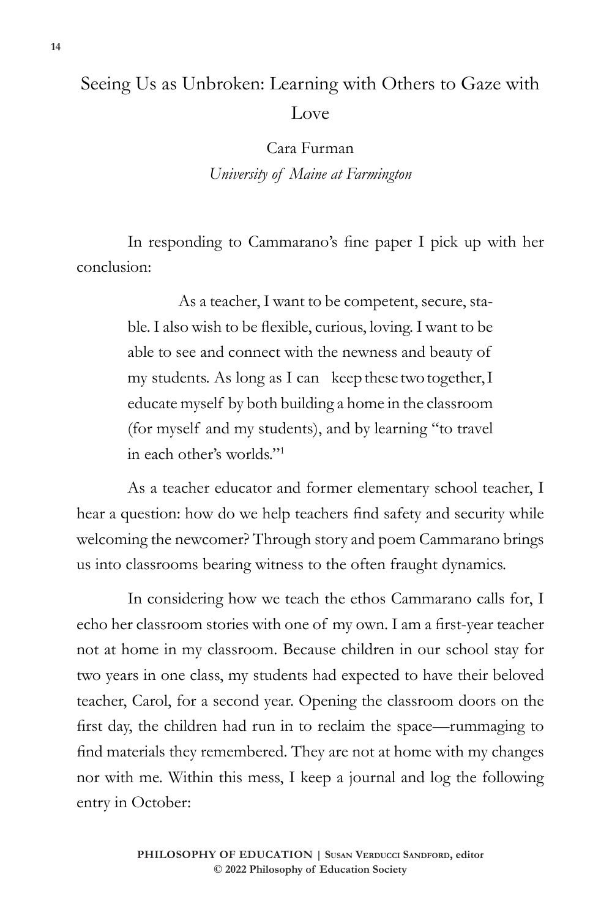# Seeing Us as Unbroken: Learning with Others to Gaze with Love

Cara Furman
*University of Maine at Farmington*

In responding to Cammarano's fine paper I pick up with her conclusion:

> As a teacher, I want to be competent, secure, stable. I also wish to be flexible, curious, loving. I want to be able to see and connect with the newness and beauty of my students. As long as I can keep these two together, I educate myself by both building a home in the classroom (for myself and my students), and by learning "to travel in each other's worlds."[1]

As a teacher educator and former elementary school teacher, I hear a question: how do we help teachers find safety and security while welcoming the newcomer? Through story and poem Cammarano brings us into classrooms bearing witness to the often fraught dynamics.

In considering how we teach the ethos Cammarano calls for, I echo her classroom stories with one of my own. I am a first-year teacher not at home in my classroom. Because children in our school stay for two years in one class, my students had expected to have their beloved teacher, Carol, for a second year. Opening the classroom doors on the first day, the children had run in to reclaim the space—rummaging to find materials they remembered. They are not at home with my changes nor with me. Within this mess, I keep a journal and log the following entry in October: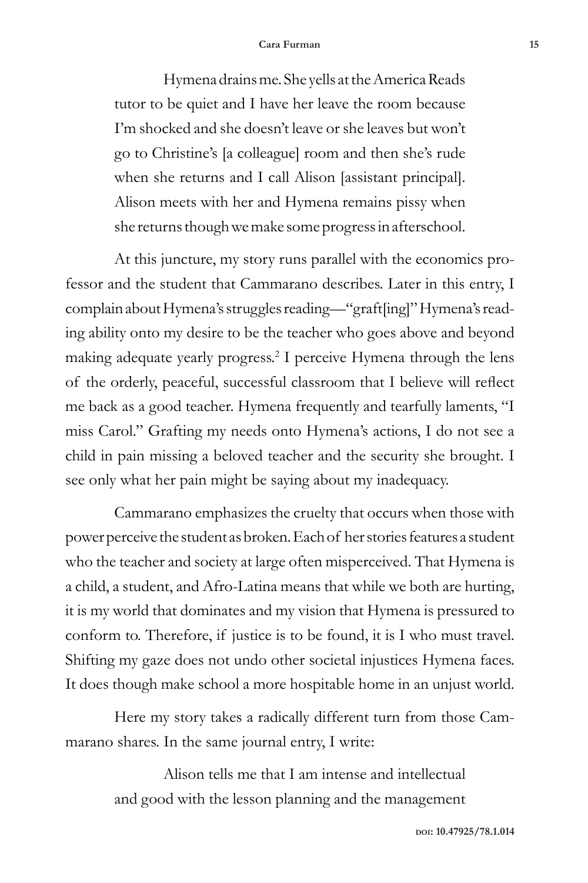> Hymena drains me. She yells at the America Reads tutor to be quiet and I have her leave the room because I'm shocked and she doesn't leave or she leaves but won't go to Christine's [a colleague] room and then she's rude when she returns and I call Alison [assistant principal]. Alison meets with her and Hymena remains pissy when she returns though we make some progress in afterschool.

At this juncture, my story runs parallel with the economics professor and the student that Cammarano describes. Later in this entry, I complain about Hymena's struggles reading—"graft[ing]" Hymena's reading ability onto my desire to be the teacher who goes above and beyond making adequate yearly progress.[2] I perceive Hymena through the lens of the orderly, peaceful, successful classroom that I believe will reflect me back as a good teacher. Hymena frequently and tearfully laments, "I miss Carol." Grafting my needs onto Hymena's actions, I do not see a child in pain missing a beloved teacher and the security she brought. I see only what her pain might be saying about my inadequacy.

Cammarano emphasizes the cruelty that occurs when those with power perceive the student as broken. Each of her stories features a student who the teacher and society at large often misperceived. That Hymena is a child, a student, and Afro-Latina means that while we both are hurting, it is my world that dominates and my vision that Hymena is pressured to conform to. Therefore, if justice is to be found, it is I who must travel. Shifting my gaze does not undo other societal injustices Hymena faces. It does though make school a more hospitable home in an unjust world.

Here my story takes a radically different turn from those Cammarano shares. In the same journal entry, I write:

> Alison tells me that I am intense and intellectual and good with the lesson planning and the management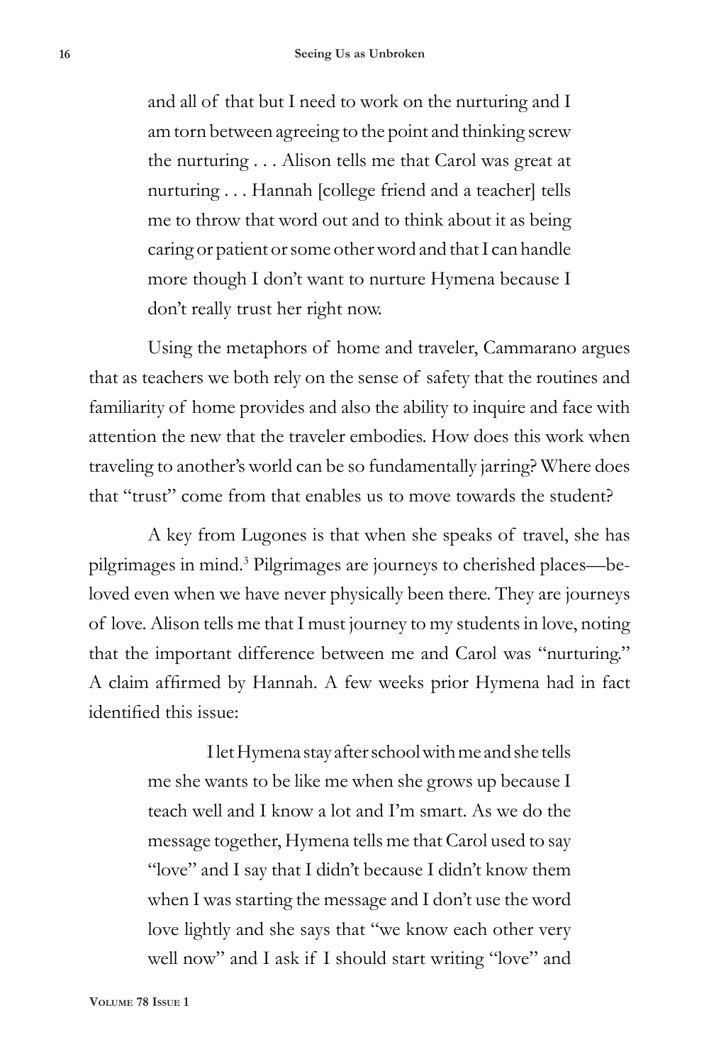> and all of that but I need to work on the nurturing and I am torn between agreeing to the point and thinking screw the nurturing . . . Alison tells me that Carol was great at nurturing . . . Hannah [college friend and a teacher] tells me to throw that word out and to think about it as being caring or patient or some other word and that I can handle more though I don't want to nurture Hymena because I don't really trust her right now.

Using the metaphors of home and traveler, Cammarano argues that as teachers we both rely on the sense of safety that the routines and familiarity of home provides and also the ability to inquire and face with attention the new that the traveler embodies. How does this work when traveling to another's world can be so fundamentally jarring? Where does that "trust" come from that enables us to move towards the student?

A key from Lugones is that when she speaks of travel, she has pilgrimages in mind.[3] Pilgrimages are journeys to cherished places—beloved even when we have never physically been there. They are journeys of love. Alison tells me that I must journey to my students in love, noting that the important difference between me and Carol was "nurturing." A claim affirmed by Hannah. A few weeks prior Hymena had in fact identified this issue:

> I let Hymena stay after school with me and she tells me she wants to be like me when she grows up because I teach well and I know a lot and I'm smart. As we do the message together, Hymena tells me that Carol used to say "love" and I say that I didn't because I didn't know them when I was starting the message and I don't use the word love lightly and she says that "we know each other very well now" and I ask if I should start writing "love" and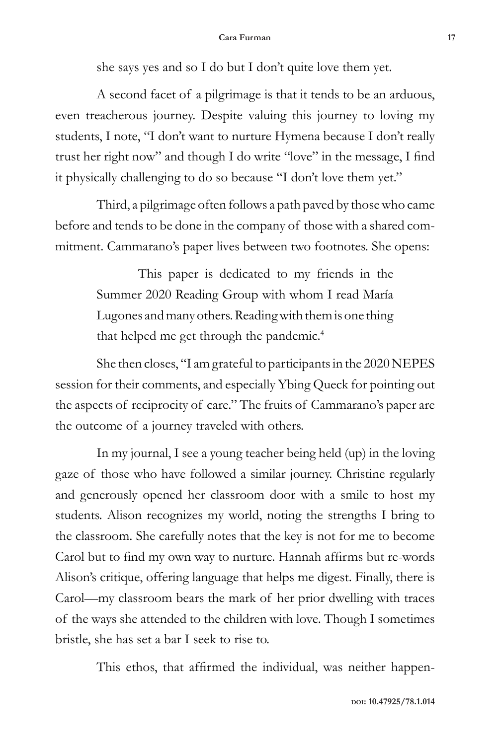she says yes and so I do but I don't quite love them yet.

A second facet of a pilgrimage is that it tends to be an arduous, even treacherous journey. Despite valuing this journey to loving my students, I note, "I don't want to nurture Hymena because I don't really trust her right now" and though I do write "love" in the message, I find it physically challenging to do so because "I don't love them yet."

Third, a pilgrimage often follows a path paved by those who came before and tends to be done in the company of those with a shared commitment. Cammarano's paper lives between two footnotes. She opens:

> This paper is dedicated to my friends in the Summer 2020 Reading Group with whom I read María Lugones and many others. Reading with them is one thing that helped me get through the pandemic.[4]

She then closes, "I am grateful to participants in the 2020 NEPES session for their comments, and especially Ybing Queck for pointing out the aspects of reciprocity of care." The fruits of Cammarano's paper are the outcome of a journey traveled with others.

In my journal, I see a young teacher being held (up) in the loving gaze of those who have followed a similar journey. Christine regularly and generously opened her classroom door with a smile to host my students. Alison recognizes my world, noting the strengths I bring to the classroom. She carefully notes that the key is not for me to become Carol but to find my own way to nurture. Hannah affirms but re-words Alison's critique, offering language that helps me digest. Finally, there is Carol—my classroom bears the mark of her prior dwelling with traces of the ways she attended to the children with love. Though I sometimes bristle, she has set a bar I seek to rise to.

This ethos, that affirmed the individual, was neither happen-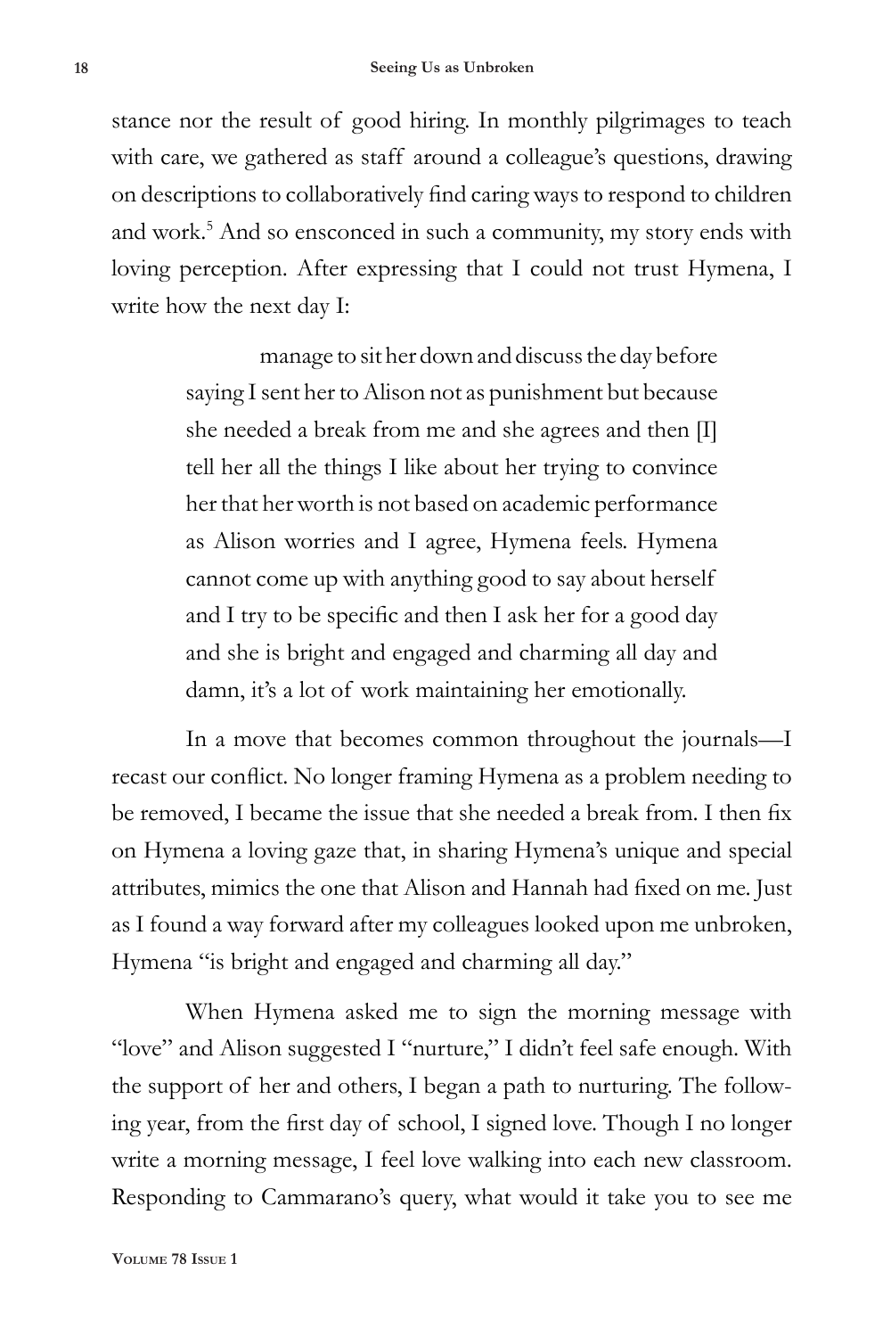stance nor the result of good hiring. In monthly pilgrimages to teach with care, we gathered as staff around a colleague's questions, drawing on descriptions to collaboratively find caring ways to respond to children and work.[5] And so ensconced in such a community, my story ends with loving perception. After expressing that I could not trust Hymena, I write how the next day I:

> manage to sit her down and discuss the day before saying I sent her to Alison not as punishment but because she needed a break from me and she agrees and then [I] tell her all the things I like about her trying to convince her that her worth is not based on academic performance as Alison worries and I agree, Hymena feels. Hymena cannot come up with anything good to say about herself and I try to be specific and then I ask her for a good day and she is bright and engaged and charming all day and damn, it's a lot of work maintaining her emotionally.

In a move that becomes common throughout the journals—I recast our conflict. No longer framing Hymena as a problem needing to be removed, I became the issue that she needed a break from. I then fix on Hymena a loving gaze that, in sharing Hymena's unique and special attributes, mimics the one that Alison and Hannah had fixed on me. Just as I found a way forward after my colleagues looked upon me unbroken, Hymena "is bright and engaged and charming all day."

When Hymena asked me to sign the morning message with "love" and Alison suggested I "nurture," I didn't feel safe enough. With the support of her and others, I began a path to nurturing. The following year, from the first day of school, I signed love. Though I no longer write a morning message, I feel love walking into each new classroom. Responding to Cammarano's query, what would it take you to see me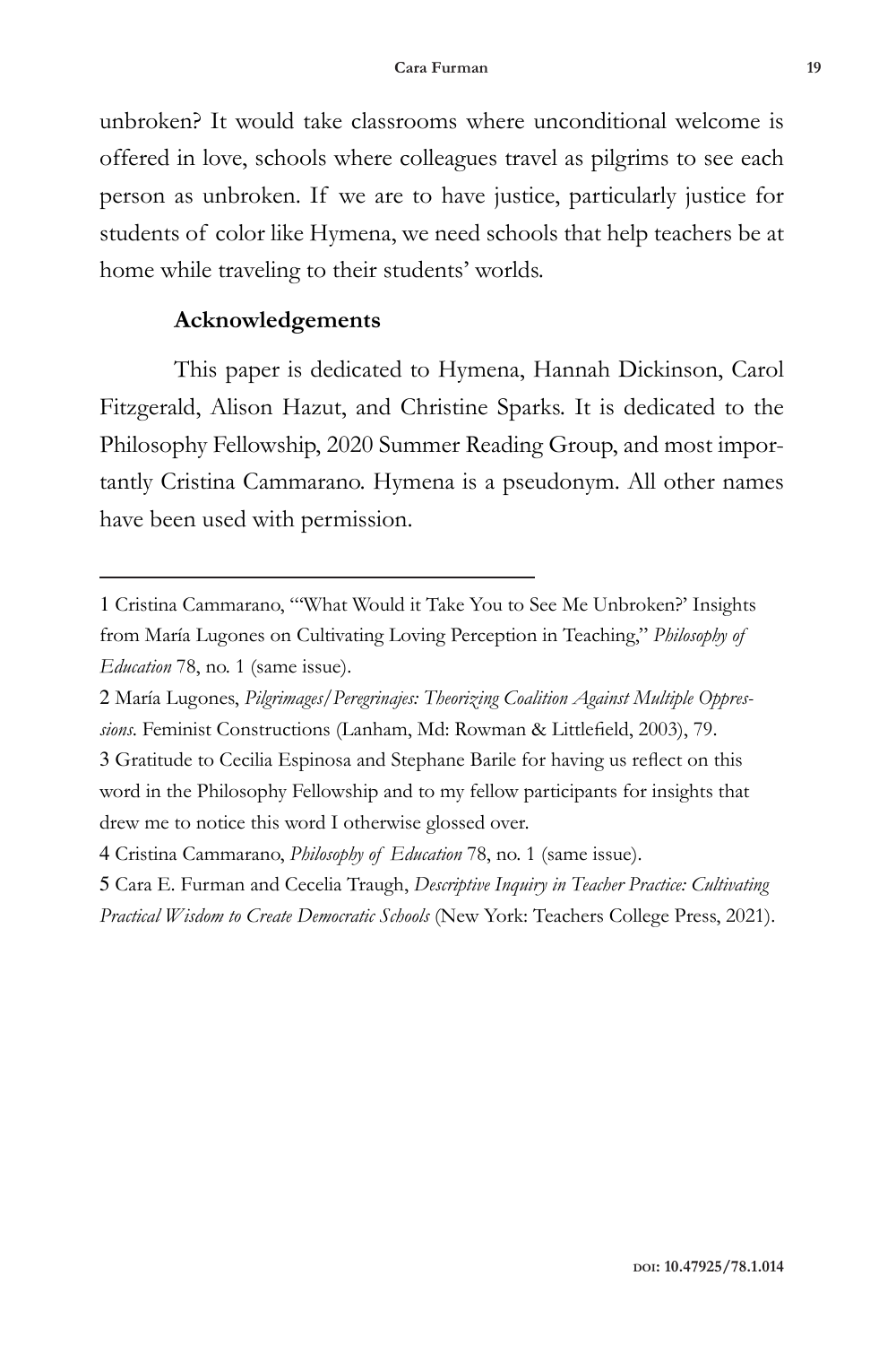unbroken? It would take classrooms where unconditional welcome is offered in love, schools where colleagues travel as pilgrims to see each person as unbroken. If we are to have justice, particularly justice for students of color like Hymena, we need schools that help teachers be at home while traveling to their students' worlds.

## Acknowledgements

This paper is dedicated to Hymena, Hannah Dickinson, Carol Fitzgerald, Alison Hazut, and Christine Sparks. It is dedicated to the Philosophy Fellowship, 2020 Summer Reading Group, and most importantly Cristina Cammarano. Hymena is a pseudonym. All other names have been used with permission.

---

1 Cristina Cammarano, "'What Would it Take You to See Me Unbroken?' Insights from María Lugones on Cultivating Loving Perception in Teaching," *Philosophy of Education* 78, no. 1 (same issue).

2 María Lugones, *Pilgrimages/Peregrinajes: Theorizing Coalition Against Multiple Oppressions*. Feminist Constructions (Lanham, Md: Rowman & Littlefield, 2003), 79.

3 Gratitude to Cecilia Espinosa and Stephane Barile for having us reflect on this word in the Philosophy Fellowship and to my fellow participants for insights that drew me to notice this word I otherwise glossed over.

4 Cristina Cammarano, *Philosophy of Education* 78, no. 1 (same issue).

5 Cara E. Furman and Cecelia Traugh, *Descriptive Inquiry in Teacher Practice: Cultivating Practical Wisdom to Create Democratic Schools* (New York: Teachers College Press, 2021).